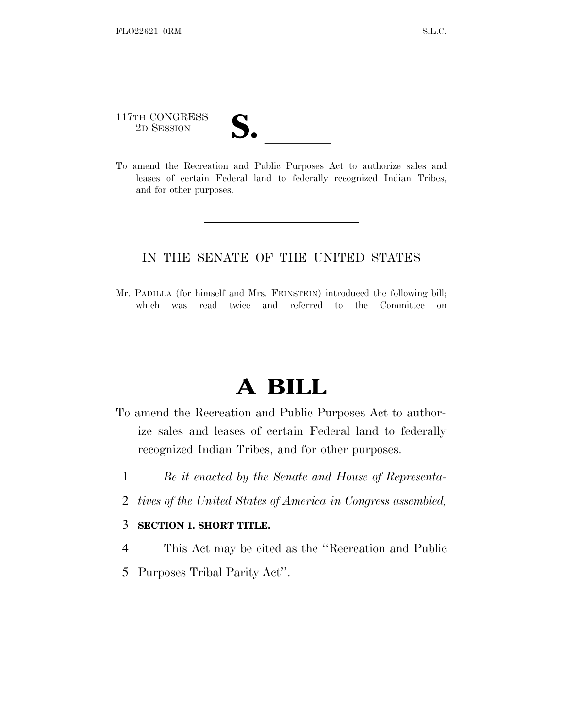117TH CONGRESS
2D SESSION

# S. \_\_\_\_\_\_

To amend the Recreation and Public Purposes Act to authorize sales and leases of certain Federal land to federally recognized Indian Tribes, and for other purposes.

---

IN THE SENATE OF THE UNITED STATES

Mr. PADILLA (for himself and Mrs. FEINSTEIN) introduced the following bill; which was read twice and referred to the Committee on \_\_\_\_\_\_\_\_\_\_\_\_\_\_\_\_

---

# A BILL

To amend the Recreation and Public Purposes Act to authorize sales and leases of certain Federal land to federally recognized Indian Tribes, and for other purposes.

1 *Be it enacted by the Senate and House of Representa-*

2 *tives of the United States of America in Congress assembled,*

3 **SECTION 1. SHORT TITLE.**

4 This Act may be cited as the "Recreation and Public

5 Purposes Tribal Parity Act".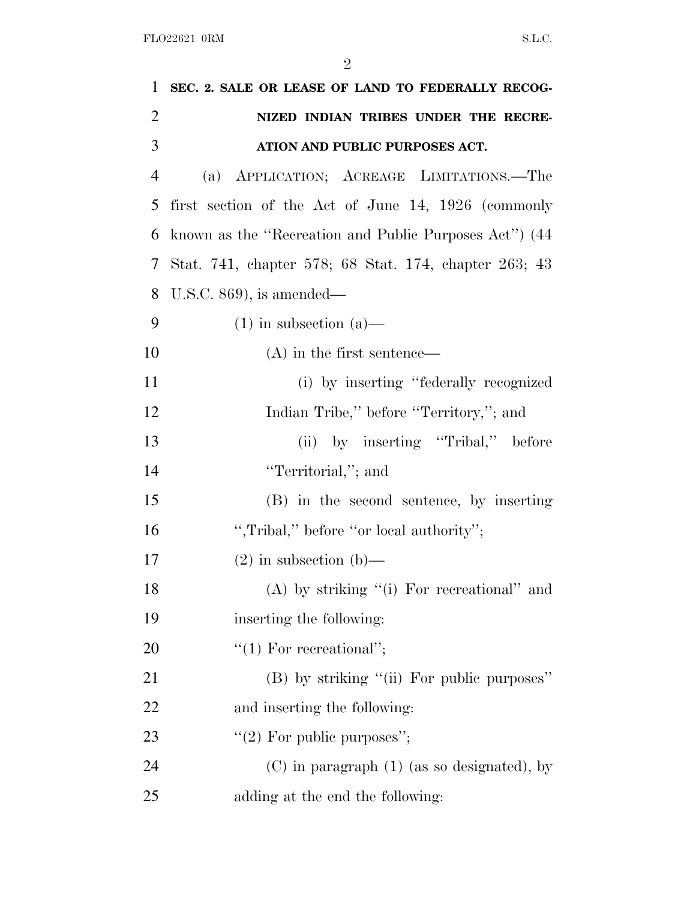**SEC. 2. SALE OR LEASE OF LAND TO FEDERALLY RECOGNIZED INDIAN TRIBES UNDER THE RECREATION AND PUBLIC PURPOSES ACT.**

(a) APPLICATION; ACREAGE LIMITATIONS.—The first section of the Act of June 14, 1926 (commonly known as the ''Recreation and Public Purposes Act'') (44 Stat. 741, chapter 578; 68 Stat. 174, chapter 263; 43 U.S.C. 869), is amended—

(1) in subsection (a)—

(A) in the first sentence—

(i) by inserting ''federally recognized Indian Tribe,'' before ''Territory,''; and

(ii) by inserting ''Tribal,'' before ''Territorial,''; and

(B) in the second sentence, by inserting '',Tribal,'' before ''or local authority'';

(2) in subsection (b)—

(A) by striking ''(i) For recreational'' and inserting the following:

''(1) For recreational'';

(B) by striking ''(ii) For public purposes'' and inserting the following:

''(2) For public purposes'';

(C) in paragraph (1) (as so designated), by adding at the end the following: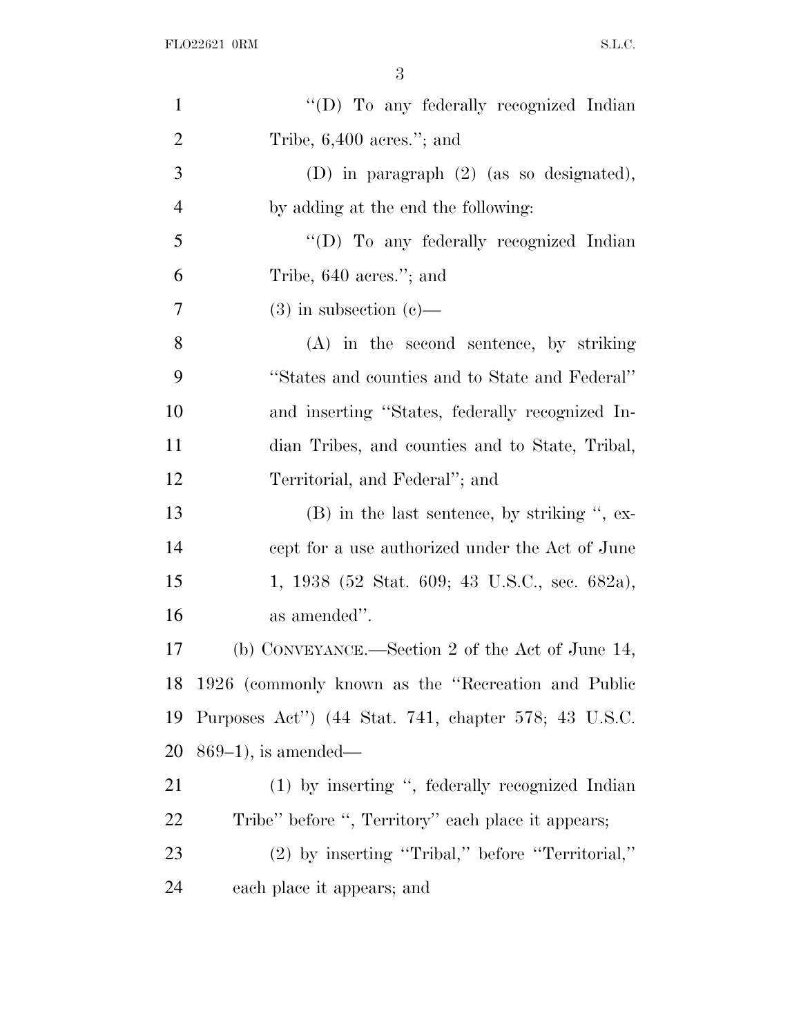"(D) To any federally recognized Indian Tribe, 6,400 acres."; and

(D) in paragraph (2) (as so designated), by adding at the end the following:

"(D) To any federally recognized Indian Tribe, 640 acres."; and

(3) in subsection (c)—

(A) in the second sentence, by striking "States and counties and to State and Federal" and inserting "States, federally recognized Indian Tribes, and counties and to State, Tribal, Territorial, and Federal"; and

(B) in the last sentence, by striking ", except for a use authorized under the Act of June 1, 1938 (52 Stat. 609; 43 U.S.C., sec. 682a), as amended".

(b) CONVEYANCE.—Section 2 of the Act of June 14, 1926 (commonly known as the "Recreation and Public Purposes Act") (44 Stat. 741, chapter 578; 43 U.S.C. 869–1), is amended—

(1) by inserting ", federally recognized Indian Tribe" before ", Territory" each place it appears;

(2) by inserting "Tribal," before "Territorial," each place it appears; and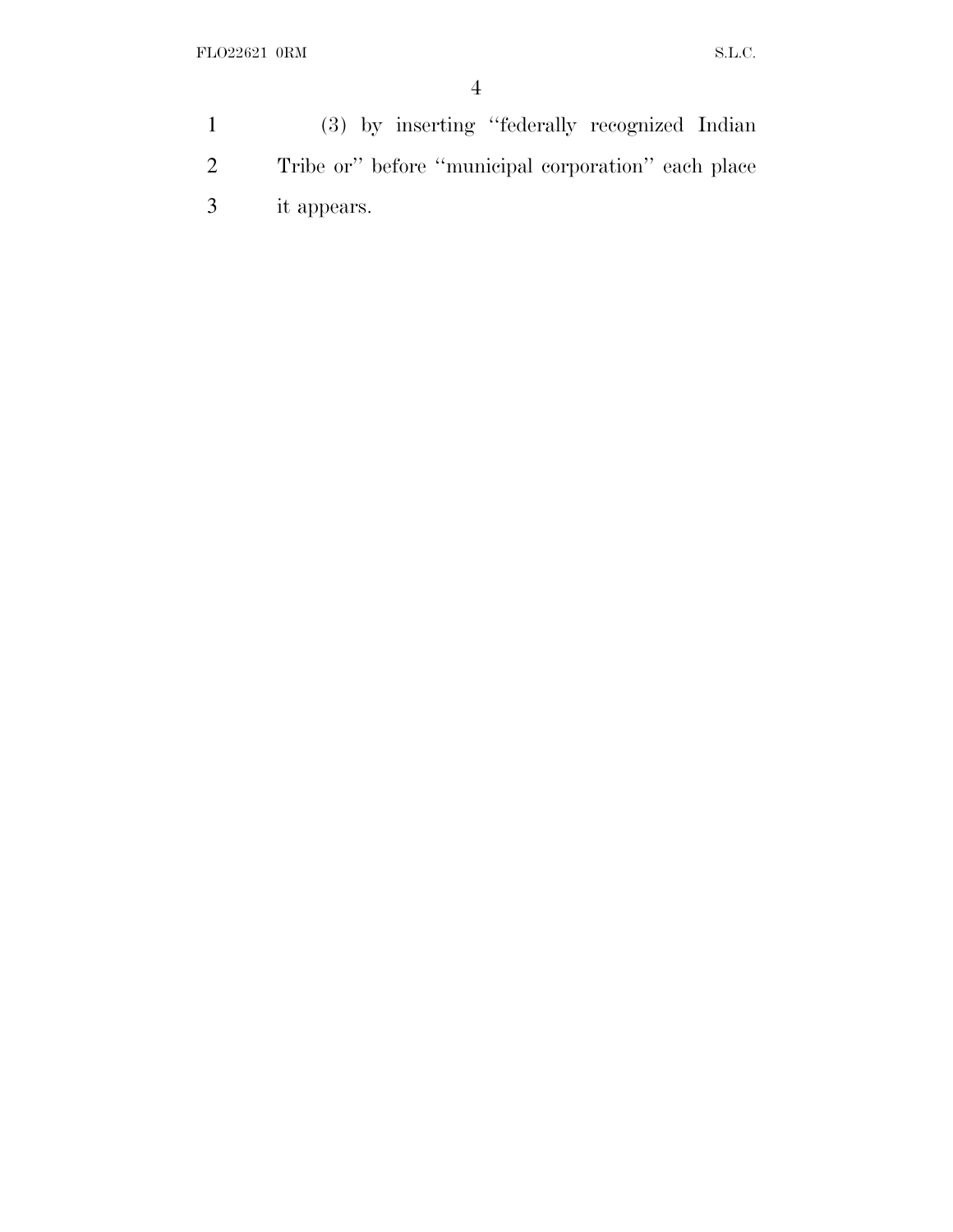(3) by inserting ''federally recognized Indian Tribe or'' before ''municipal corporation'' each place it appears.